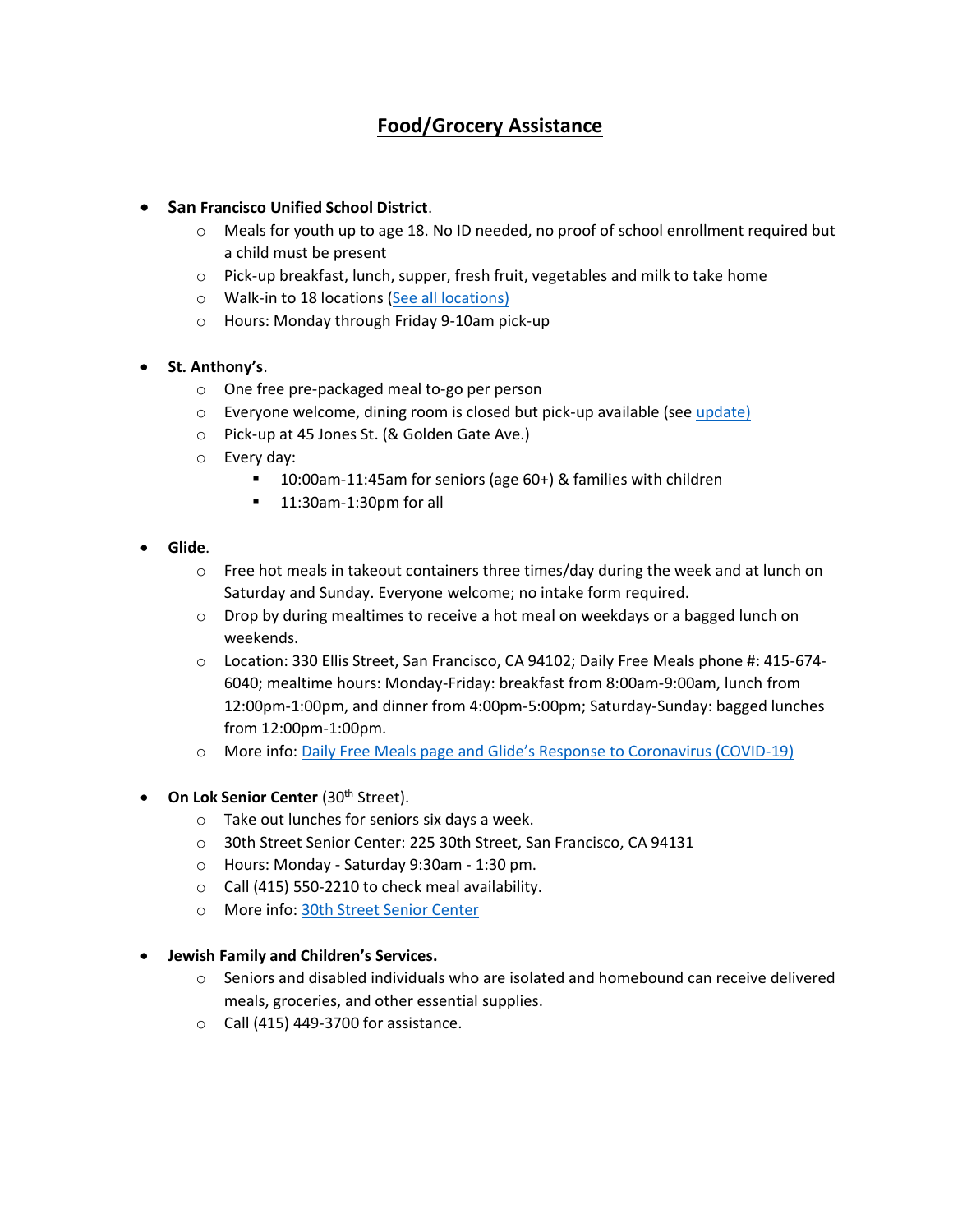# Food/Grocery Assistance

- **San Francisco Unified School District**.
  - Meals for youth up to age 18. No ID needed, no proof of school enrollment required but a child must be present
  - Pick-up breakfast, lunch, supper, fresh fruit, vegetables and milk to take home
  - Walk-in to 18 locations (See all locations)
  - Hours: Monday through Friday 9-10am pick-up

- **St. Anthony's**.
  - One free pre-packaged meal to-go per person
  - Everyone welcome, dining room is closed but pick-up available (see update)
  - Pick-up at 45 Jones St. (& Golden Gate Ave.)
  - Every day:
    - 10:00am-11:45am for seniors (age 60+) & families with children
    - 11:30am-1:30pm for all

- **Glide**.
  - Free hot meals in takeout containers three times/day during the week and at lunch on Saturday and Sunday. Everyone welcome; no intake form required.
  - Drop by during mealtimes to receive a hot meal on weekdays or a bagged lunch on weekends.
  - Location: 330 Ellis Street, San Francisco, CA 94102; Daily Free Meals phone #: 415-674-6040; mealtime hours: Monday-Friday: breakfast from 8:00am-9:00am, lunch from 12:00pm-1:00pm, and dinner from 4:00pm-5:00pm; Saturday-Sunday: bagged lunches from 12:00pm-1:00pm.
  - More info: Daily Free Meals page and Glide's Response to Coronavirus (COVID-19)

- **On Lok Senior Center** (30th Street).
  - Take out lunches for seniors six days a week.
  - 30th Street Senior Center: 225 30th Street, San Francisco, CA 94131
  - Hours: Monday - Saturday 9:30am - 1:30 pm.
  - Call (415) 550-2210 to check meal availability.
  - More info: 30th Street Senior Center

- **Jewish Family and Children's Services.**
  - Seniors and disabled individuals who are isolated and homebound can receive delivered meals, groceries, and other essential supplies.
  - Call (415) 449-3700 for assistance.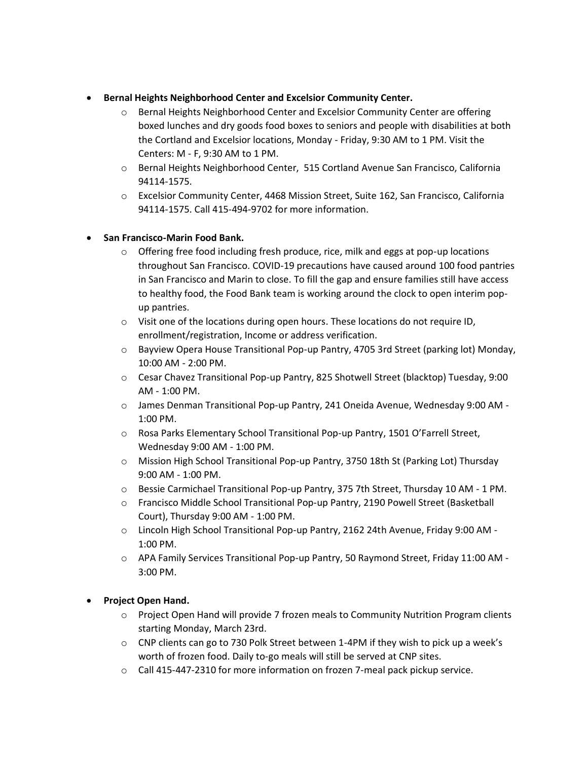- **Bernal Heights Neighborhood Center and Excelsior Community Center.**
  - Bernal Heights Neighborhood Center and Excelsior Community Center are offering boxed lunches and dry goods food boxes to seniors and people with disabilities at both the Cortland and Excelsior locations, Monday - Friday, 9:30 AM to 1 PM. Visit the Centers: M - F, 9:30 AM to 1 PM.
  - Bernal Heights Neighborhood Center, 515 Cortland Avenue San Francisco, California 94114-1575.
  - Excelsior Community Center, 4468 Mission Street, Suite 162, San Francisco, California 94114-1575. Call 415-494-9702 for more information.

- **San Francisco-Marin Food Bank.**
  - Offering free food including fresh produce, rice, milk and eggs at pop-up locations throughout San Francisco. COVID-19 precautions have caused around 100 food pantries in San Francisco and Marin to close. To fill the gap and ensure families still have access to healthy food, the Food Bank team is working around the clock to open interim pop-up pantries.
  - Visit one of the locations during open hours. These locations do not require ID, enrollment/registration, Income or address verification.
  - Bayview Opera House Transitional Pop-up Pantry, 4705 3rd Street (parking lot) Monday, 10:00 AM - 2:00 PM.
  - Cesar Chavez Transitional Pop-up Pantry, 825 Shotwell Street (blacktop) Tuesday, 9:00 AM - 1:00 PM.
  - James Denman Transitional Pop-up Pantry, 241 Oneida Avenue, Wednesday 9:00 AM - 1:00 PM.
  - Rosa Parks Elementary School Transitional Pop-up Pantry, 1501 O'Farrell Street, Wednesday 9:00 AM - 1:00 PM.
  - Mission High School Transitional Pop-up Pantry, 3750 18th St (Parking Lot) Thursday 9:00 AM - 1:00 PM.
  - Bessie Carmichael Transitional Pop-up Pantry, 375 7th Street, Thursday 10 AM - 1 PM.
  - Francisco Middle School Transitional Pop-up Pantry, 2190 Powell Street (Basketball Court), Thursday 9:00 AM - 1:00 PM.
  - Lincoln High School Transitional Pop-up Pantry, 2162 24th Avenue, Friday 9:00 AM - 1:00 PM.
  - APA Family Services Transitional Pop-up Pantry, 50 Raymond Street, Friday 11:00 AM - 3:00 PM.

- **Project Open Hand.**
  - Project Open Hand will provide 7 frozen meals to Community Nutrition Program clients starting Monday, March 23rd.
  - CNP clients can go to 730 Polk Street between 1-4PM if they wish to pick up a week's worth of frozen food. Daily to-go meals will still be served at CNP sites.
  - Call 415-447-2310 for more information on frozen 7-meal pack pickup service.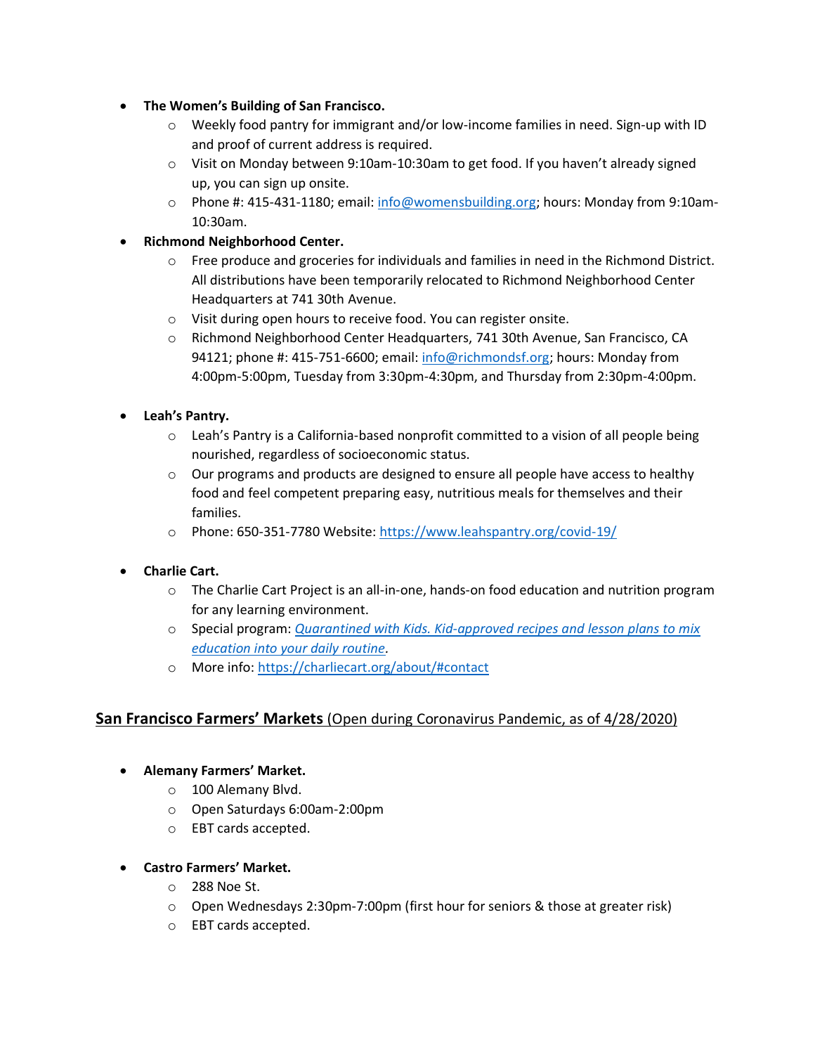- **The Women's Building of San Francisco.**
    - Weekly food pantry for immigrant and/or low-income families in need. Sign-up with ID and proof of current address is required.
    - Visit on Monday between 9:10am-10:30am to get food. If you haven't already signed up, you can sign up onsite.
    - Phone #: 415-431-1180; email: [info@womensbuilding.org](mailto:info@womensbuilding.org); hours: Monday from 9:10am-10:30am.
- **Richmond Neighborhood Center.**
    - Free produce and groceries for individuals and families in need in the Richmond District. All distributions have been temporarily relocated to Richmond Neighborhood Center Headquarters at 741 30th Avenue.
    - Visit during open hours to receive food. You can register onsite.
    - Richmond Neighborhood Center Headquarters, 741 30th Avenue, San Francisco, CA 94121; phone #: 415-751-6600; email: [info@richmondsf.org](mailto:info@richmondsf.org); hours: Monday from 4:00pm-5:00pm, Tuesday from 3:30pm-4:30pm, and Thursday from 2:30pm-4:00pm.

- **Leah's Pantry.**
    - Leah's Pantry is a California-based nonprofit committed to a vision of all people being nourished, regardless of socioeconomic status.
    - Our programs and products are designed to ensure all people have access to healthy food and feel competent preparing easy, nutritious meals for themselves and their families.
    - Phone: 650-351-7780 Website: [https://www.leahspantry.org/covid-19/](https://www.leahspantry.org/covid-19/)

- **Charlie Cart.**
    - The Charlie Cart Project is an all-in-one, hands-on food education and nutrition program for any learning environment.
    - Special program: *Quarantined with Kids. Kid-approved recipes and lesson plans to mix education into your daily routine*.
    - More info: [https://charliecart.org/about/#contact](https://charliecart.org/about/#contact)

## San Francisco Farmers' Markets (Open during Coronavirus Pandemic, as of 4/28/2020)

- **Alemany Farmers' Market.**
    - 100 Alemany Blvd.
    - Open Saturdays 6:00am-2:00pm
    - EBT cards accepted.

- **Castro Farmers' Market.**
    - 288 Noe St.
    - Open Wednesdays 2:30pm-7:00pm (first hour for seniors & those at greater risk)
    - EBT cards accepted.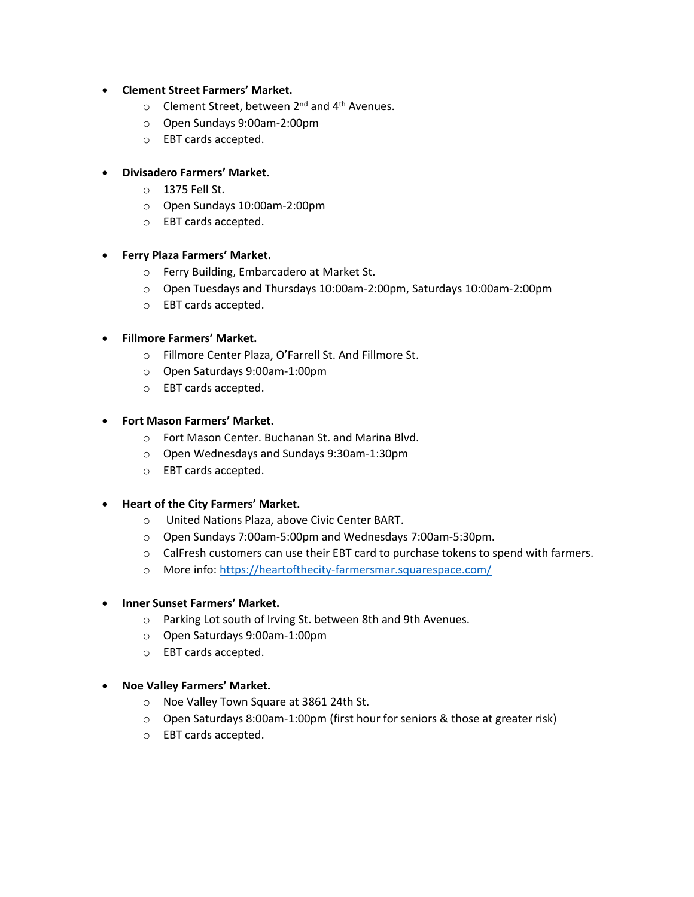- **Clement Street Farmers' Market.**
  - Clement Street, between 2nd and 4th Avenues.
  - Open Sundays 9:00am-2:00pm
  - EBT cards accepted.

- **Divisadero Farmers' Market.**
  - 1375 Fell St.
  - Open Sundays 10:00am-2:00pm
  - EBT cards accepted.

- **Ferry Plaza Farmers' Market.**
  - Ferry Building, Embarcadero at Market St.
  - Open Tuesdays and Thursdays 10:00am-2:00pm, Saturdays 10:00am-2:00pm
  - EBT cards accepted.

- **Fillmore Farmers' Market.**
  - Fillmore Center Plaza, O'Farrell St. And Fillmore St.
  - Open Saturdays 9:00am-1:00pm
  - EBT cards accepted.

- **Fort Mason Farmers' Market.**
  - Fort Mason Center. Buchanan St. and Marina Blvd.
  - Open Wednesdays and Sundays 9:30am-1:30pm
  - EBT cards accepted.

- **Heart of the City Farmers' Market.**
  - United Nations Plaza, above Civic Center BART.
  - Open Sundays 7:00am-5:00pm and Wednesdays 7:00am-5:30pm.
  - CalFresh customers can use their EBT card to purchase tokens to spend with farmers.
  - More info: [https://heartofthecity-farmersmar.squarespace.com/](https://heartofthecity-farmersmar.squarespace.com/)

- **Inner Sunset Farmers' Market.**
  - Parking Lot south of Irving St. between 8th and 9th Avenues.
  - Open Saturdays 9:00am-1:00pm
  - EBT cards accepted.

- **Noe Valley Farmers' Market.**
  - Noe Valley Town Square at 3861 24th St.
  - Open Saturdays 8:00am-1:00pm (first hour for seniors & those at greater risk)
  - EBT cards accepted.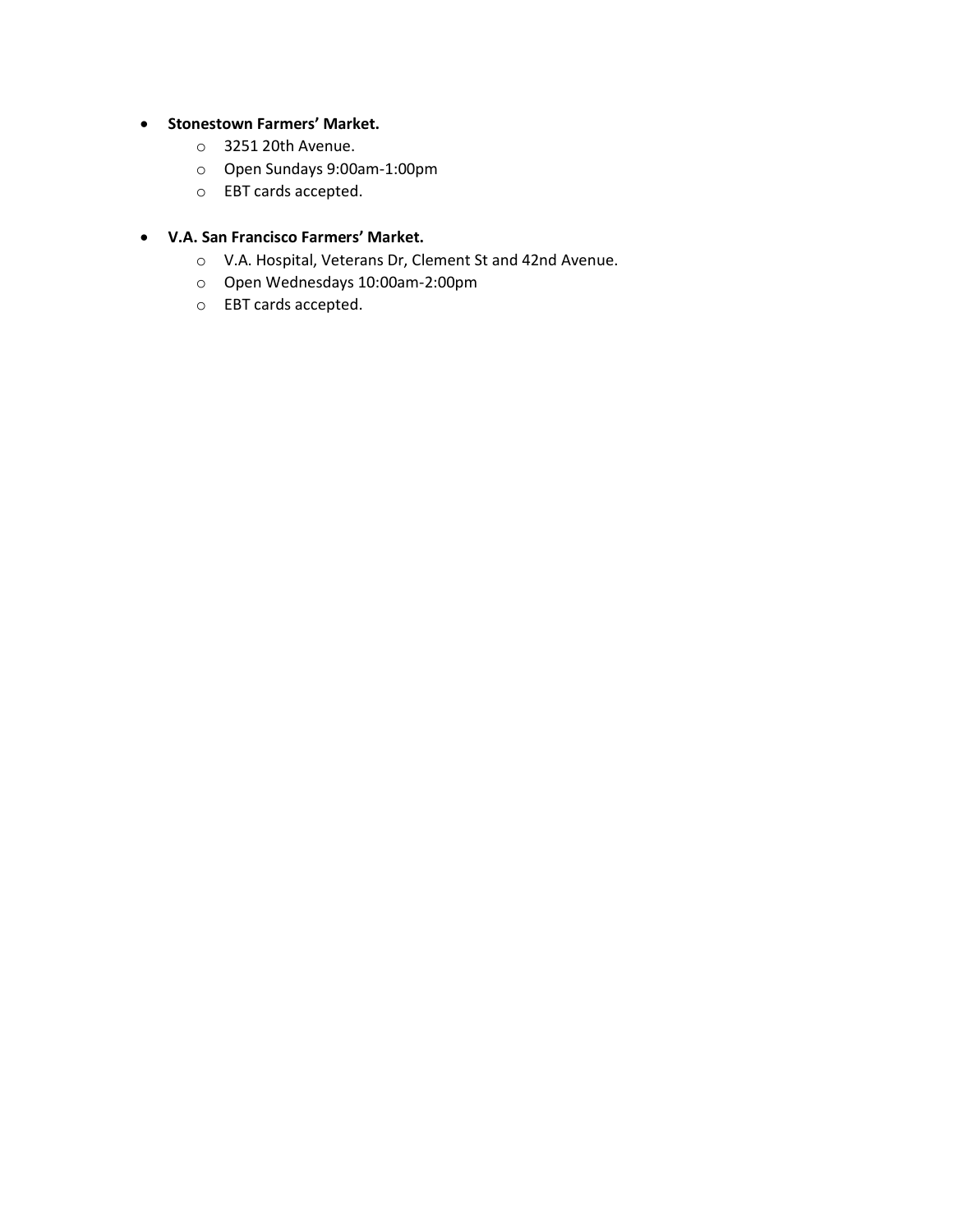- **Stonestown Farmers' Market.**
  - 3251 20th Avenue.
  - Open Sundays 9:00am-1:00pm
  - EBT cards accepted.

- **V.A. San Francisco Farmers' Market.**
  - V.A. Hospital, Veterans Dr, Clement St and 42nd Avenue.
  - Open Wednesdays 10:00am-2:00pm
  - EBT cards accepted.